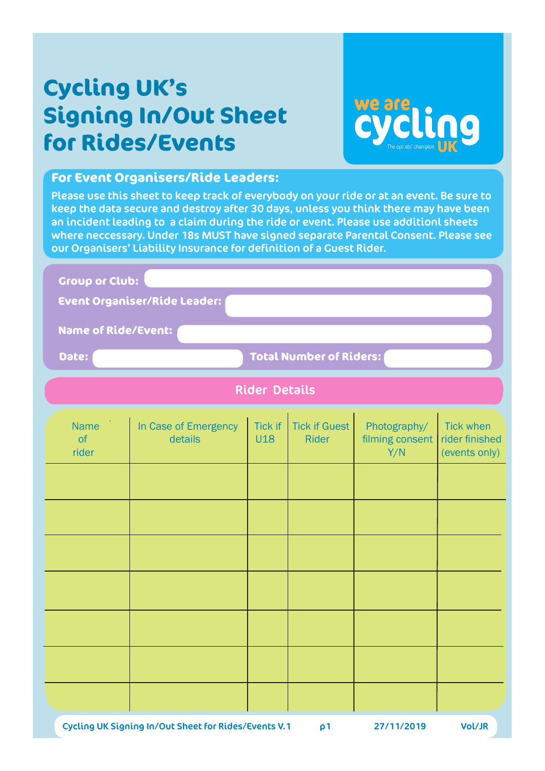# Cycling UK's Signing In/Out Sheet for Rides/Events

we are cycling UK
The cyclists' champion

## For Event Organisers/Ride Leaders:

Please use this sheet to keep track of everybody on your ride or at an event. Be sure to keep the data secure and destroy after 30 days, unless you think there may have been an incident leading to a claim during the ride or event. Please use additionl sheets where neccessary. Under 18s MUST have signed separate Parental Consent. Please see our Organisers' Liability Insurance for definition of a Guest Rider.

**Group or Club:**

**Event Organiser/Ride Leader:**

**Name of Ride/Event:**

**Date:** **Total Number of Riders:**

## Rider Details

| Name of rider | In Case of Emergency details | Tick if U18 | Tick if Guest Rider | Photography/ filming consent Y/N | Tick when rider finished (events only) |
|---|---|---|---|---|---|
| | | | | | |
| | | | | | |
| | | | | | |
| | | | | | |
| | | | | | |
| | | | | | |
| | | | | | |

Cycling UK Signing In/Out Sheet for Rides/Events V.1 p1 27/11/2019 Vol/JR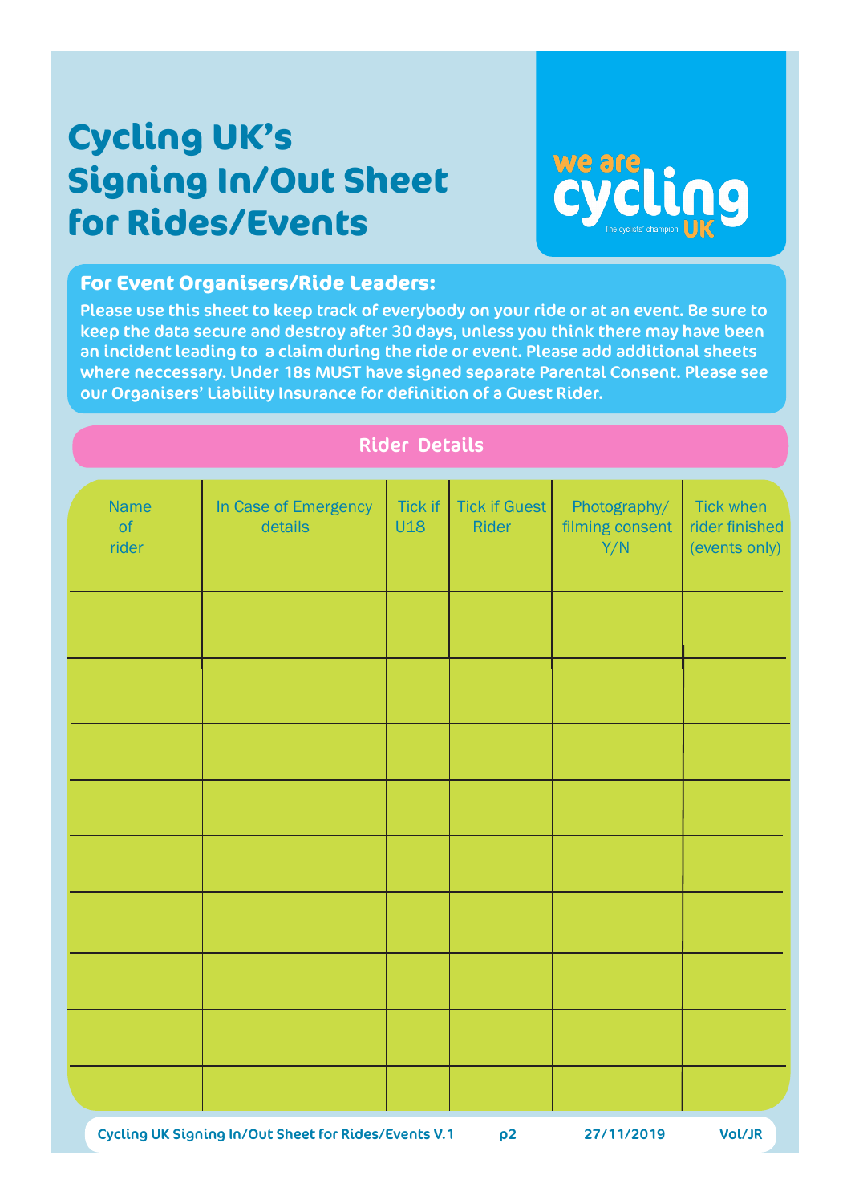# Cycling UK's Signing In/Out Sheet for Rides/Events

we are cycling UK
The cyclists' champion

## For Event Organisers/Ride Leaders:

**Please use this sheet to keep track of everybody on your ride or at an event. Be sure to keep the data secure and destroy after 30 days, unless you think there may have been an incident leading to a claim during the ride or event. Please add additional sheets where neccessary. Under 18s MUST have signed separate Parental Consent. Please see our Organisers' Liability Insurance for definition of a Guest Rider.**

## Rider Details

| Name of rider | In Case of Emergency details | Tick if U18 | Tick if Guest Rider | Photography/ filming consent Y/N | Tick when rider finished (events only) |
| --- | --- | --- | --- | --- | --- |
| | | | | | |
| | | | | | |
| | | | | | |
| | | | | | |
| | | | | | |
| | | | | | |
| | | | | | |
| | | | | | |
| | | | | | |

Cycling UK Signing In/Out Sheet for Rides/Events V.1 p2 27/11/2019 Vol/JR